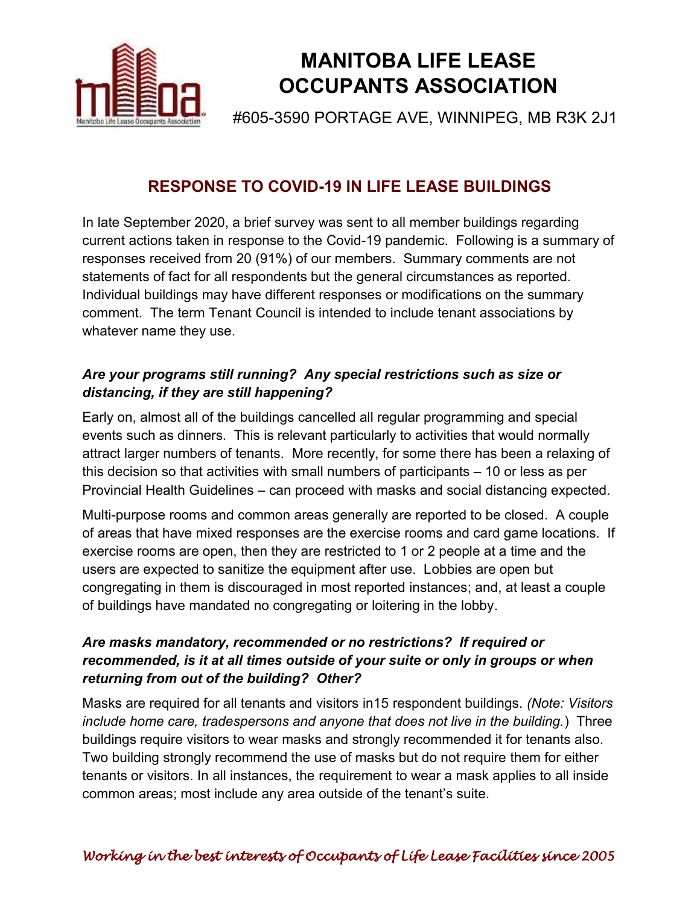# MANITOBA LIFE LEASE OCCUPANTS ASSOCIATION

#605-3590 PORTAGE AVE, WINNIPEG, MB R3K 2J1

## RESPONSE TO COVID-19 IN LIFE LEASE BUILDINGS

In late September 2020, a brief survey was sent to all member buildings regarding current actions taken in response to the Covid-19 pandemic. Following is a summary of responses received from 20 (91%) of our members. Summary comments are not statements of fact for all respondents but the general circumstances as reported. Individual buildings may have different responses or modifications on the summary comment. The term Tenant Council is intended to include tenant associations by whatever name they use.

### *Are your programs still running? Any special restrictions such as size or distancing, if they are still happening?*

Early on, almost all of the buildings cancelled all regular programming and special events such as dinners. This is relevant particularly to activities that would normally attract larger numbers of tenants. More recently, for some there has been a relaxing of this decision so that activities with small numbers of participants – 10 or less as per Provincial Health Guidelines – can proceed with masks and social distancing expected.

Multi-purpose rooms and common areas generally are reported to be closed. A couple of areas that have mixed responses are the exercise rooms and card game locations. If exercise rooms are open, then they are restricted to 1 or 2 people at a time and the users are expected to sanitize the equipment after use. Lobbies are open but congregating in them is discouraged in most reported instances; and, at least a couple of buildings have mandated no congregating or loitering in the lobby.

### *Are masks mandatory, recommended or no restrictions? If required or recommended, is it at all times outside of your suite or only in groups or when returning from out of the building? Other?*

Masks are required for all tenants and visitors in15 respondent buildings. *(Note: Visitors include home care, tradespersons and anyone that does not live in the building.*) Three buildings require visitors to wear masks and strongly recommended it for tenants also. Two building strongly recommend the use of masks but do not require them for either tenants or visitors. In all instances, the requirement to wear a mask applies to all inside common areas; most include any area outside of the tenant's suite.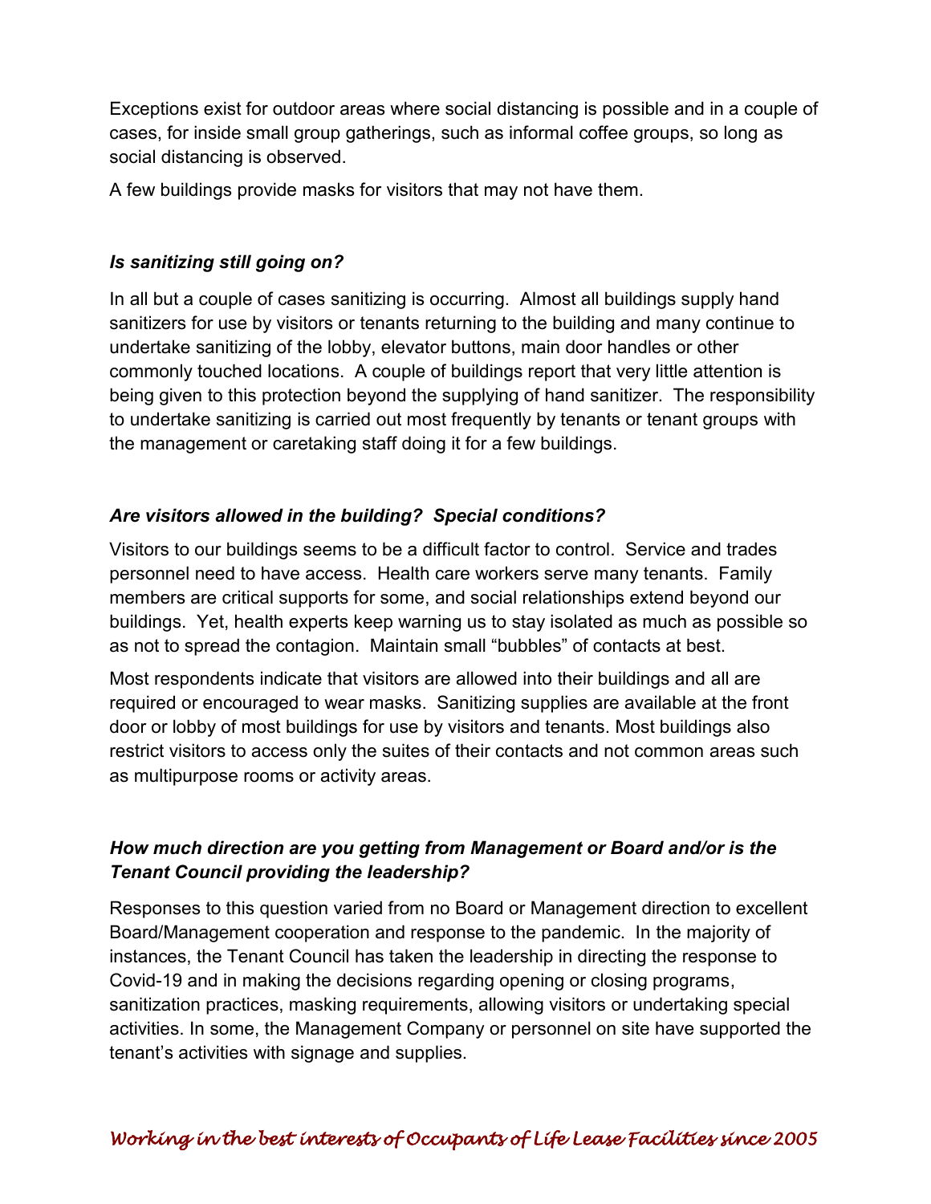Exceptions exist for outdoor areas where social distancing is possible and in a couple of cases, for inside small group gatherings, such as informal coffee groups, so long as social distancing is observed.

A few buildings provide masks for visitors that may not have them.

### *Is sanitizing still going on?*

In all but a couple of cases sanitizing is occurring. Almost all buildings supply hand sanitizers for use by visitors or tenants returning to the building and many continue to undertake sanitizing of the lobby, elevator buttons, main door handles or other commonly touched locations. A couple of buildings report that very little attention is being given to this protection beyond the supplying of hand sanitizer. The responsibility to undertake sanitizing is carried out most frequently by tenants or tenant groups with the management or caretaking staff doing it for a few buildings.

### *Are visitors allowed in the building? Special conditions?*

Visitors to our buildings seems to be a difficult factor to control. Service and trades personnel need to have access. Health care workers serve many tenants. Family members are critical supports for some, and social relationships extend beyond our buildings. Yet, health experts keep warning us to stay isolated as much as possible so as not to spread the contagion. Maintain small "bubbles" of contacts at best.

Most respondents indicate that visitors are allowed into their buildings and all are required or encouraged to wear masks. Sanitizing supplies are available at the front door or lobby of most buildings for use by visitors and tenants. Most buildings also restrict visitors to access only the suites of their contacts and not common areas such as multipurpose rooms or activity areas.

### *How much direction are you getting from Management or Board and/or is the Tenant Council providing the leadership?*

Responses to this question varied from no Board or Management direction to excellent Board/Management cooperation and response to the pandemic. In the majority of instances, the Tenant Council has taken the leadership in directing the response to Covid-19 and in making the decisions regarding opening or closing programs, sanitization practices, masking requirements, allowing visitors or undertaking special activities. In some, the Management Company or personnel on site have supported the tenant's activities with signage and supplies.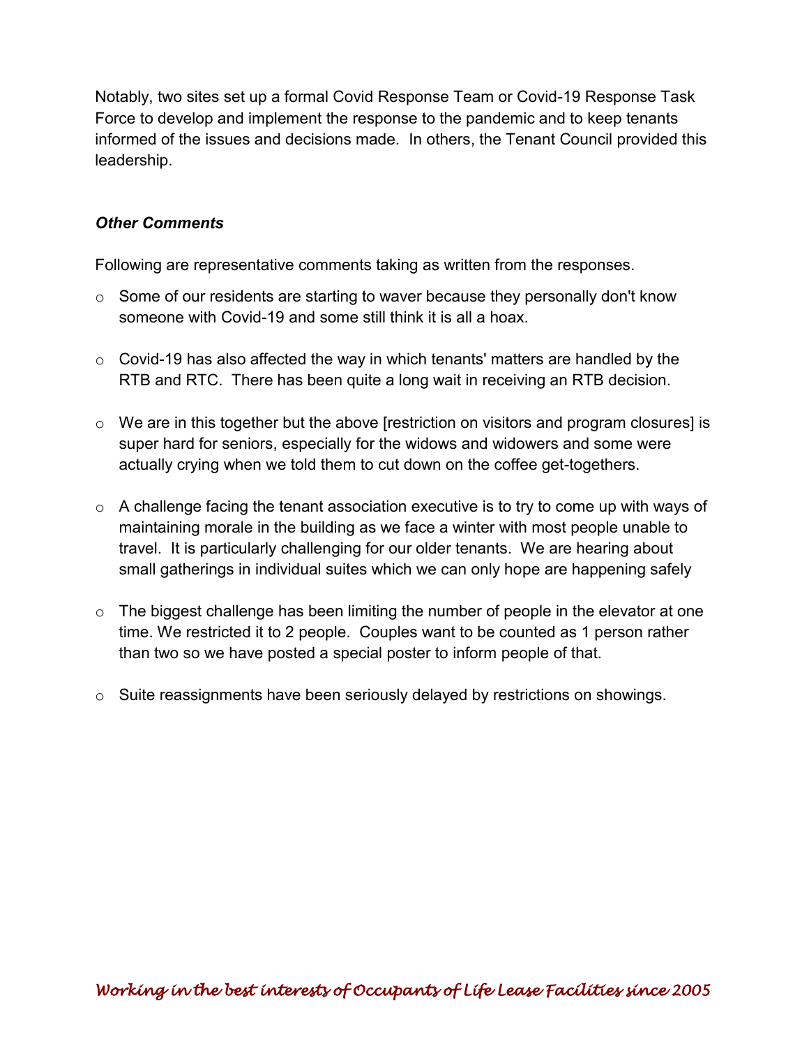Notably, two sites set up a formal Covid Response Team or Covid-19 Response Task Force to develop and implement the response to the pandemic and to keep tenants informed of the issues and decisions made. In others, the Tenant Council provided this leadership.

### *Other Comments*

Following are representative comments taking as written from the responses.

- Some of our residents are starting to waver because they personally don't know someone with Covid-19 and some still think it is all a hoax.

- Covid-19 has also affected the way in which tenants' matters are handled by the RTB and RTC. There has been quite a long wait in receiving an RTB decision.

- We are in this together but the above [restriction on visitors and program closures] is super hard for seniors, especially for the widows and widowers and some were actually crying when we told them to cut down on the coffee get-togethers.

- A challenge facing the tenant association executive is to try to come up with ways of maintaining morale in the building as we face a winter with most people unable to travel. It is particularly challenging for our older tenants. We are hearing about small gatherings in individual suites which we can only hope are happening safely

- The biggest challenge has been limiting the number of people in the elevator at one time. We restricted it to 2 people. Couples want to be counted as 1 person rather than two so we have posted a special poster to inform people of that.

- Suite reassignments have been seriously delayed by restrictions on showings.